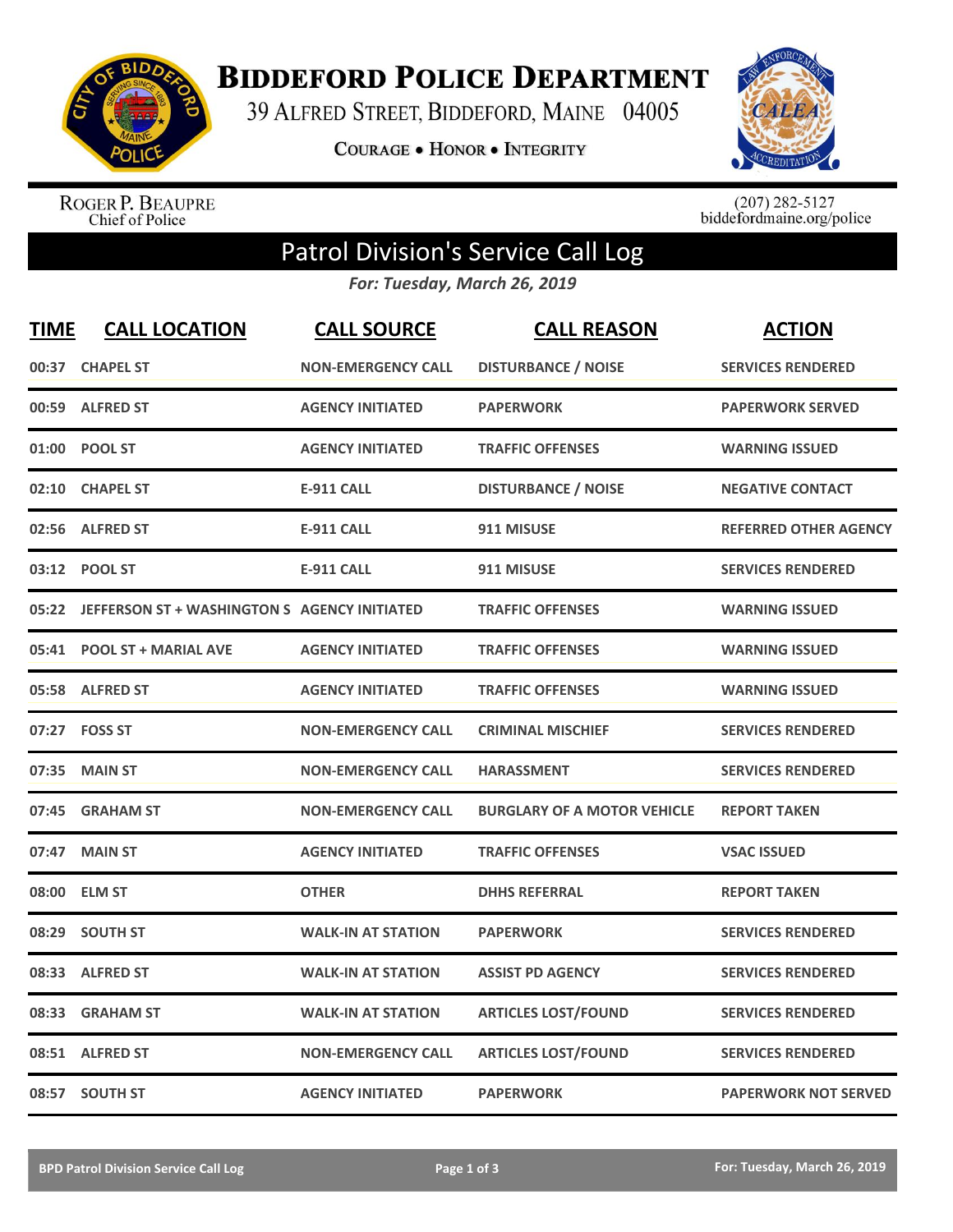# Biddeford Police Department

39 Alfred Street, Biddeford, Maine 04005

Courage • Honor • Integrity

Roger P. Beaupre
Chief of Police

(207) 282-5127
biddefordmaine.org/police

## Patrol Division's Service Call Log

*For: Tuesday, March 26, 2019*

| TIME | CALL LOCATION | CALL SOURCE | CALL REASON | ACTION |
|---|---|---|---|---|
| 00:37 | CHAPEL ST | NON-EMERGENCY CALL | DISTURBANCE / NOISE | SERVICES RENDERED |
| 00:59 | ALFRED ST | AGENCY INITIATED | PAPERWORK | PAPERWORK SERVED |
| 01:00 | POOL ST | AGENCY INITIATED | TRAFFIC OFFENSES | WARNING ISSUED |
| 02:10 | CHAPEL ST | E-911 CALL | DISTURBANCE / NOISE | NEGATIVE CONTACT |
| 02:56 | ALFRED ST | E-911 CALL | 911 MISUSE | REFERRED OTHER AGENCY |
| 03:12 | POOL ST | E-911 CALL | 911 MISUSE | SERVICES RENDERED |
| 05:22 | JEFFERSON ST + WASHINGTON S | AGENCY INITIATED | TRAFFIC OFFENSES | WARNING ISSUED |
| 05:41 | POOL ST + MARIAL AVE | AGENCY INITIATED | TRAFFIC OFFENSES | WARNING ISSUED |
| 05:58 | ALFRED ST | AGENCY INITIATED | TRAFFIC OFFENSES | WARNING ISSUED |
| 07:27 | FOSS ST | NON-EMERGENCY CALL | CRIMINAL MISCHIEF | SERVICES RENDERED |
| 07:35 | MAIN ST | NON-EMERGENCY CALL | HARASSMENT | SERVICES RENDERED |
| 07:45 | GRAHAM ST | NON-EMERGENCY CALL | BURGLARY OF A MOTOR VEHICLE | REPORT TAKEN |
| 07:47 | MAIN ST | AGENCY INITIATED | TRAFFIC OFFENSES | VSAC ISSUED |
| 08:00 | ELM ST | OTHER | DHHS REFERRAL | REPORT TAKEN |
| 08:29 | SOUTH ST | WALK-IN AT STATION | PAPERWORK | SERVICES RENDERED |
| 08:33 | ALFRED ST | WALK-IN AT STATION | ASSIST PD AGENCY | SERVICES RENDERED |
| 08:33 | GRAHAM ST | WALK-IN AT STATION | ARTICLES LOST/FOUND | SERVICES RENDERED |
| 08:51 | ALFRED ST | NON-EMERGENCY CALL | ARTICLES LOST/FOUND | SERVICES RENDERED |
| 08:57 | SOUTH ST | AGENCY INITIATED | PAPERWORK | PAPERWORK NOT SERVED |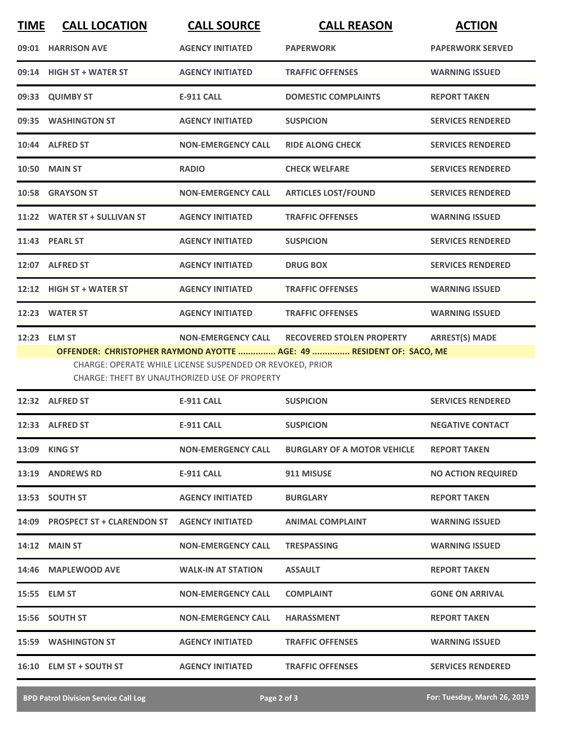| TIME | CALL LOCATION | CALL SOURCE | CALL REASON | ACTION |
|---|---|---|---|---|
| 09:01 | HARRISON AVE | AGENCY INITIATED | PAPERWORK | PAPERWORK SERVED |
| 09:14 | HIGH ST + WATER ST | AGENCY INITIATED | TRAFFIC OFFENSES | WARNING ISSUED |
| 09:33 | QUIMBY ST | E-911 CALL | DOMESTIC COMPLAINTS | REPORT TAKEN |
| 09:35 | WASHINGTON ST | AGENCY INITIATED | SUSPICION | SERVICES RENDERED |
| 10:44 | ALFRED ST | NON-EMERGENCY CALL | RIDE ALONG CHECK | SERVICES RENDERED |
| 10:50 | MAIN ST | RADIO | CHECK WELFARE | SERVICES RENDERED |
| 10:58 | GRAYSON ST | NON-EMERGENCY CALL | ARTICLES LOST/FOUND | SERVICES RENDERED |
| 11:22 | WATER ST + SULLIVAN ST | AGENCY INITIATED | TRAFFIC OFFENSES | WARNING ISSUED |
| 11:43 | PEARL ST | AGENCY INITIATED | SUSPICION | SERVICES RENDERED |
| 12:07 | ALFRED ST | AGENCY INITIATED | DRUG BOX | SERVICES RENDERED |
| 12:12 | HIGH ST + WATER ST | AGENCY INITIATED | TRAFFIC OFFENSES | WARNING ISSUED |
| 12:23 | WATER ST | AGENCY INITIATED | TRAFFIC OFFENSES | WARNING ISSUED |
| 12:23 | ELM ST | NON-EMERGENCY CALL | RECOVERED STOLEN PROPERTY | ARREST(S) MADE |

**OFFENDER: CHRISTOPHER RAYMOND AYOTTE ............... AGE: 49 ............... RESIDENT OF: SACO, ME**

CHARGE: OPERATE WHILE LICENSE SUSPENDED OR REVOKED, PRIOR
CHARGE: THEFT BY UNAUTHORIZED USE OF PROPERTY

| TIME | CALL LOCATION | CALL SOURCE | CALL REASON | ACTION |
|---|---|---|---|---|
| 12:32 | ALFRED ST | E-911 CALL | SUSPICION | SERVICES RENDERED |
| 12:33 | ALFRED ST | E-911 CALL | SUSPICION | NEGATIVE CONTACT |
| 13:09 | KING ST | NON-EMERGENCY CALL | BURGLARY OF A MOTOR VEHICLE | REPORT TAKEN |
| 13:19 | ANDREWS RD | E-911 CALL | 911 MISUSE | NO ACTION REQUIRED |
| 13:53 | SOUTH ST | AGENCY INITIATED | BURGLARY | REPORT TAKEN |
| 14:09 | PROSPECT ST + CLARENDON ST | AGENCY INITIATED | ANIMAL COMPLAINT | WARNING ISSUED |
| 14:12 | MAIN ST | NON-EMERGENCY CALL | TRESPASSING | WARNING ISSUED |
| 14:46 | MAPLEWOOD AVE | WALK-IN AT STATION | ASSAULT | REPORT TAKEN |
| 15:55 | ELM ST | NON-EMERGENCY CALL | COMPLAINT | GONE ON ARRIVAL |
| 15:56 | SOUTH ST | NON-EMERGENCY CALL | HARASSMENT | REPORT TAKEN |
| 15:59 | WASHINGTON ST | AGENCY INITIATED | TRAFFIC OFFENSES | WARNING ISSUED |
| 16:10 | ELM ST + SOUTH ST | AGENCY INITIATED | TRAFFIC OFFENSES | SERVICES RENDERED |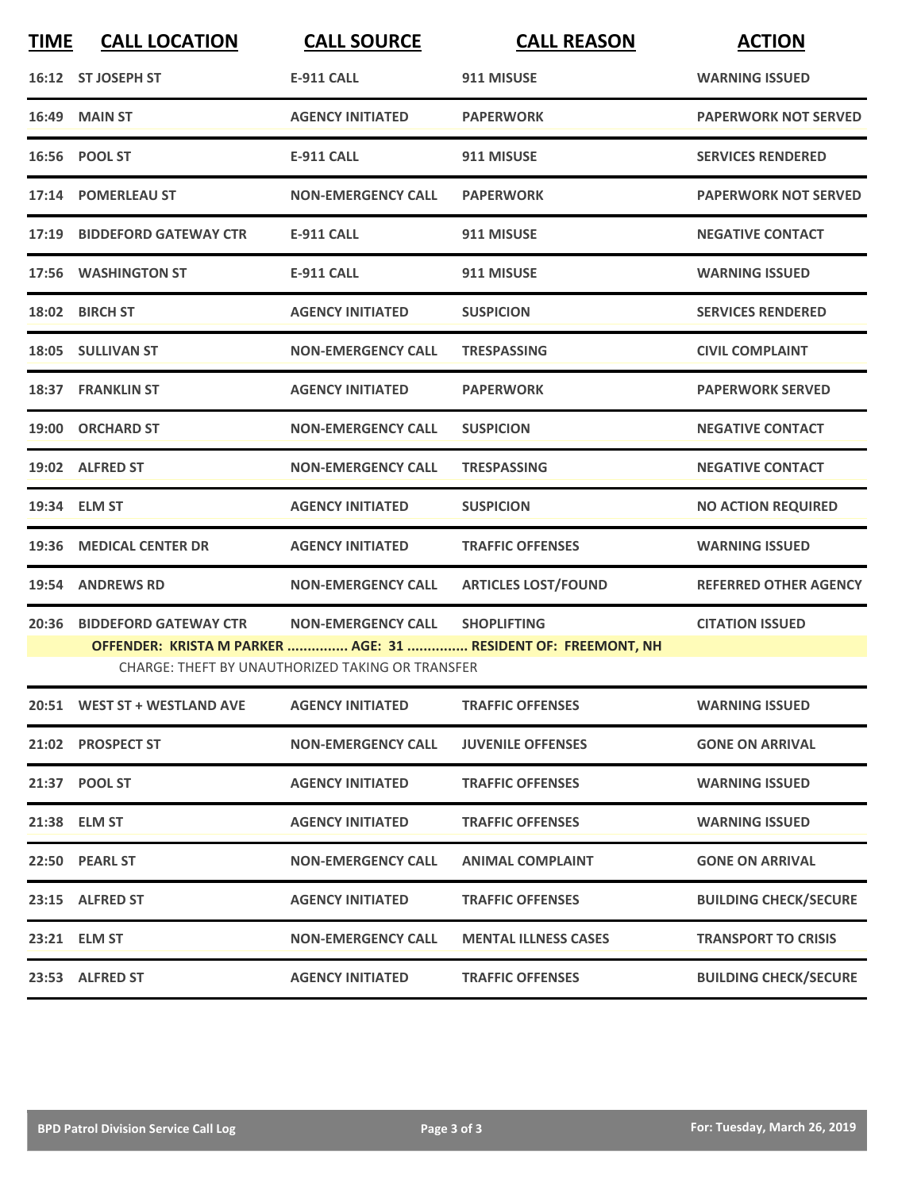| TIME | CALL LOCATION | CALL SOURCE | CALL REASON | ACTION |
|---|---|---|---|---|
| 16:12 | ST JOSEPH ST | E-911 CALL | 911 MISUSE | WARNING ISSUED |
| 16:49 | MAIN ST | AGENCY INITIATED | PAPERWORK | PAPERWORK NOT SERVED |
| 16:56 | POOL ST | E-911 CALL | 911 MISUSE | SERVICES RENDERED |
| 17:14 | POMERLEAU ST | NON-EMERGENCY CALL | PAPERWORK | PAPERWORK NOT SERVED |
| 17:19 | BIDDEFORD GATEWAY CTR | E-911 CALL | 911 MISUSE | NEGATIVE CONTACT |
| 17:56 | WASHINGTON ST | E-911 CALL | 911 MISUSE | WARNING ISSUED |
| 18:02 | BIRCH ST | AGENCY INITIATED | SUSPICION | SERVICES RENDERED |
| 18:05 | SULLIVAN ST | NON-EMERGENCY CALL | TRESPASSING | CIVIL COMPLAINT |
| 18:37 | FRANKLIN ST | AGENCY INITIATED | PAPERWORK | PAPERWORK SERVED |
| 19:00 | ORCHARD ST | NON-EMERGENCY CALL | SUSPICION | NEGATIVE CONTACT |
| 19:02 | ALFRED ST | NON-EMERGENCY CALL | TRESPASSING | NEGATIVE CONTACT |
| 19:34 | ELM ST | AGENCY INITIATED | SUSPICION | NO ACTION REQUIRED |
| 19:36 | MEDICAL CENTER DR | AGENCY INITIATED | TRAFFIC OFFENSES | WARNING ISSUED |
| 19:54 | ANDREWS RD | NON-EMERGENCY CALL | ARTICLES LOST/FOUND | REFERRED OTHER AGENCY |
| 20:36 | BIDDEFORD GATEWAY CTR | NON-EMERGENCY CALL | SHOPLIFTING | CITATION ISSUED |
| | OFFENDER: KRISTA M PARKER ............... AGE: 31 ............... RESIDENT OF: FREEMONT, NH | | | |
| | CHARGE: THEFT BY UNAUTHORIZED TAKING OR TRANSFER | | | |
| 20:51 | WEST ST + WESTLAND AVE | AGENCY INITIATED | TRAFFIC OFFENSES | WARNING ISSUED |
| 21:02 | PROSPECT ST | NON-EMERGENCY CALL | JUVENILE OFFENSES | GONE ON ARRIVAL |
| 21:37 | POOL ST | AGENCY INITIATED | TRAFFIC OFFENSES | WARNING ISSUED |
| 21:38 | ELM ST | AGENCY INITIATED | TRAFFIC OFFENSES | WARNING ISSUED |
| 22:50 | PEARL ST | NON-EMERGENCY CALL | ANIMAL COMPLAINT | GONE ON ARRIVAL |
| 23:15 | ALFRED ST | AGENCY INITIATED | TRAFFIC OFFENSES | BUILDING CHECK/SECURE |
| 23:21 | ELM ST | NON-EMERGENCY CALL | MENTAL ILLNESS CASES | TRANSPORT TO CRISIS |
| 23:53 | ALFRED ST | AGENCY INITIATED | TRAFFIC OFFENSES | BUILDING CHECK/SECURE |